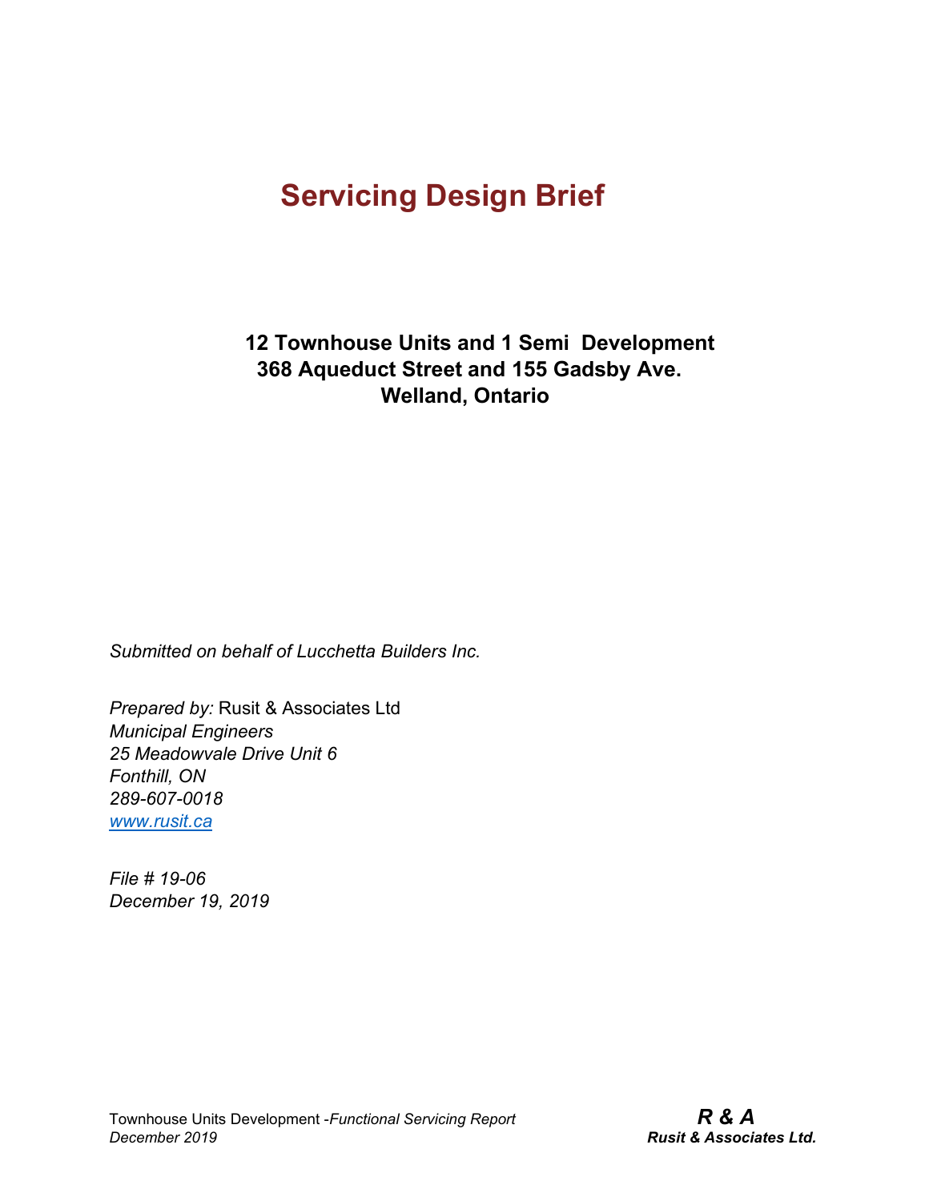# Servicing Design Brief

**12 Townhouse Units and 1 Semi Development**
**368 Aqueduct Street and 155 Gadsby Ave.**
**Welland, Ontario**

*Submitted on behalf of Lucchetta Builders Inc.*

*Prepared by:* Rusit & Associates Ltd
*Municipal Engineers*
*25 Meadowvale Drive Unit 6*
*Fonthill, ON*
*289-607-0018*
*www.rusit.ca*

*File # 19-06*
*December 19, 2019*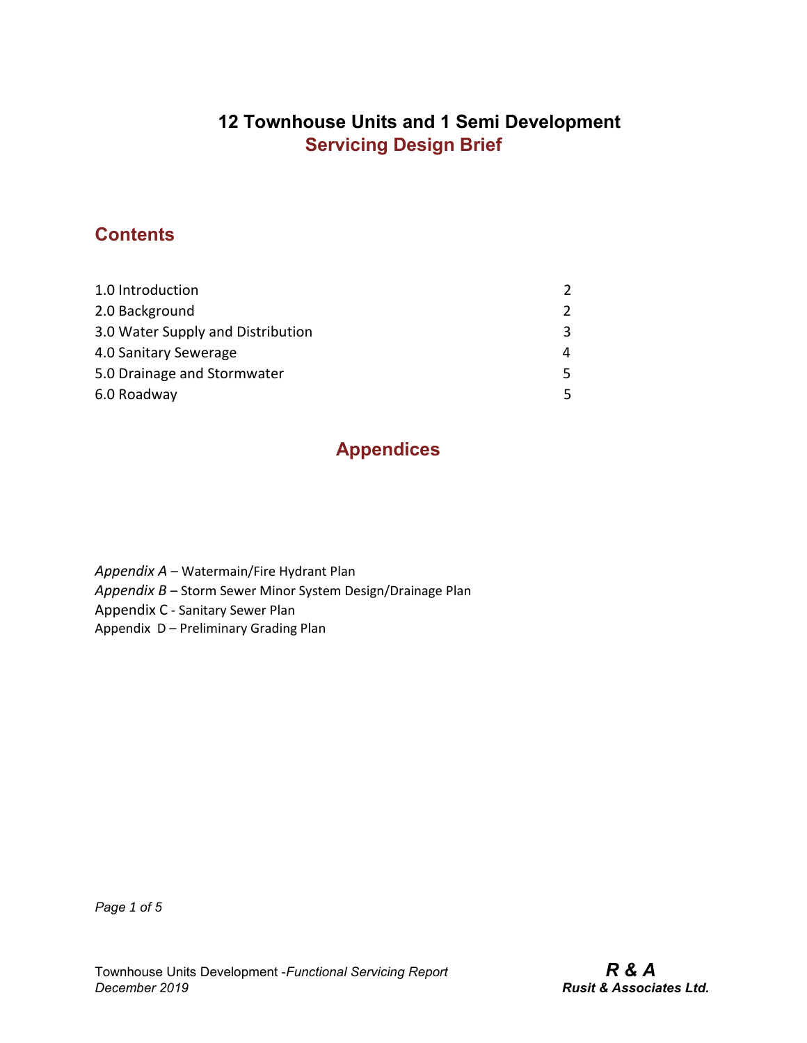# 12 Townhouse Units and 1 Semi Development

## Servicing Design Brief

## Contents

| | |
|---|---|
| 1.0 Introduction | 2 |
| 2.0 Background | 2 |
| 3.0 Water Supply and Distribution | 3 |
| 4.0 Sanitary Sewerage | 4 |
| 5.0 Drainage and Stormwater | 5 |
| 6.0 Roadway | 5 |

## Appendices

*Appendix A* – Watermain/Fire Hydrant Plan
*Appendix B* – Storm Sewer Minor System Design/Drainage Plan
Appendix C - Sanitary Sewer Plan
Appendix D – Preliminary Grading Plan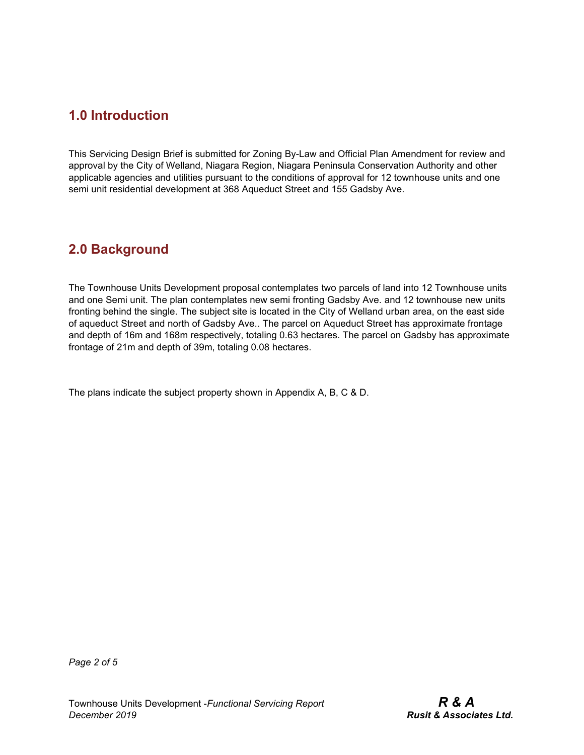## 1.0 Introduction

This Servicing Design Brief is submitted for Zoning By-Law and Official Plan Amendment for review and approval by the City of Welland, Niagara Region, Niagara Peninsula Conservation Authority and other applicable agencies and utilities pursuant to the conditions of approval for 12 townhouse units and one semi unit residential development at 368 Aqueduct Street and 155 Gadsby Ave.

## 2.0 Background

The Townhouse Units Development proposal contemplates two parcels of land into 12 Townhouse units and one Semi unit. The plan contemplates new semi fronting Gadsby Ave. and 12 townhouse new units fronting behind the single. The subject site is located in the City of Welland urban area, on the east side of aqueduct Street and north of Gadsby Ave.. The parcel on Aqueduct Street has approximate frontage and depth of 16m and 168m respectively, totaling 0.63 hectares. The parcel on Gadsby has approximate frontage of 21m and depth of 39m, totaling 0.08 hectares.

The plans indicate the subject property shown in Appendix A, B, C & D.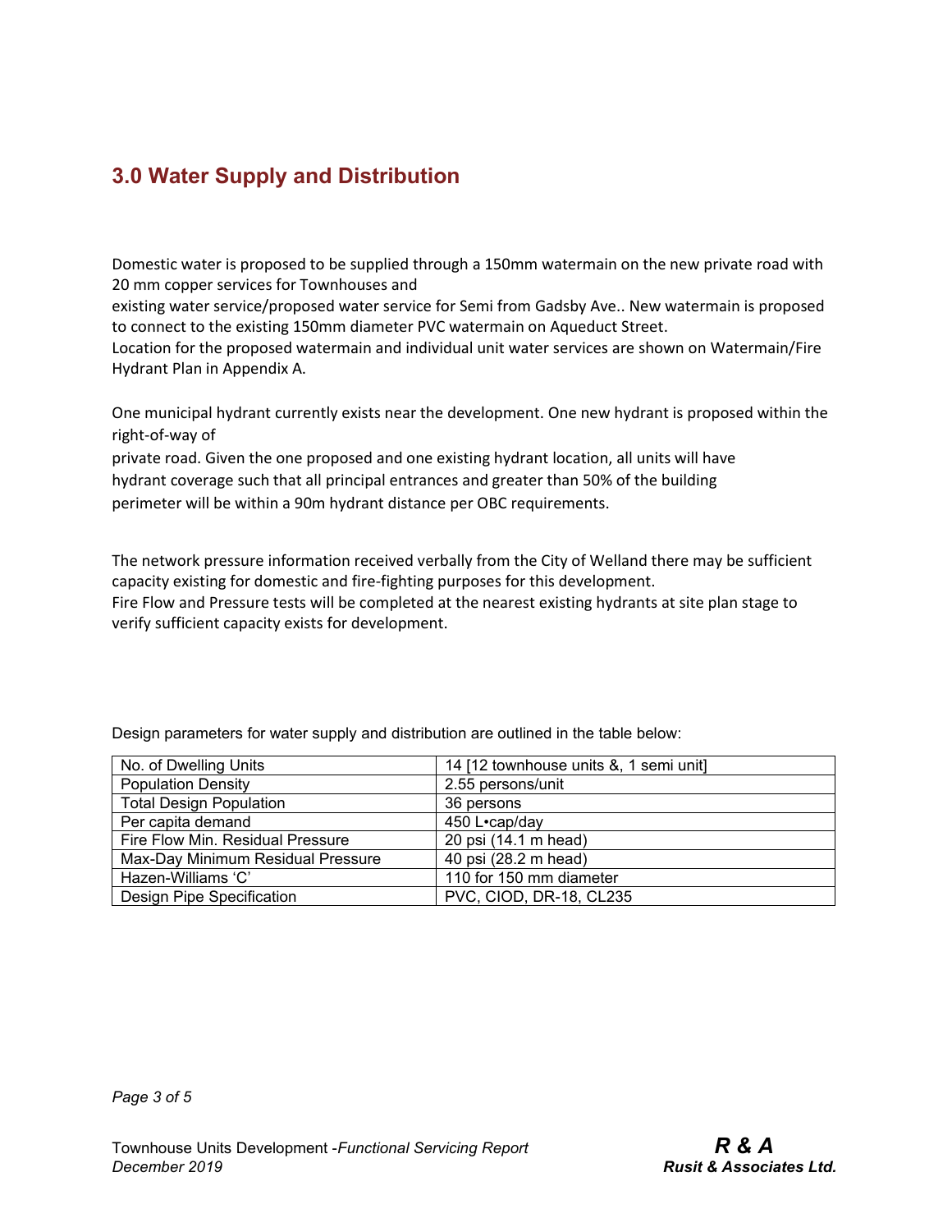## 3.0 Water Supply and Distribution

Domestic water is proposed to be supplied through a 150mm watermain on the new private road with 20 mm copper services for Townhouses and
existing water service/proposed water service for Semi from Gadsby Ave.. New watermain is proposed to connect to the existing 150mm diameter PVC watermain on Aqueduct Street.
Location for the proposed watermain and individual unit water services are shown on Watermain/Fire Hydrant Plan in Appendix A.

One municipal hydrant currently exists near the development. One new hydrant is proposed within the right-of-way of
private road. Given the one proposed and one existing hydrant location, all units will have
hydrant coverage such that all principal entrances and greater than 50% of the building
perimeter will be within a 90m hydrant distance per OBC requirements.

The network pressure information received verbally from the City of Welland there may be sufficient capacity existing for domestic and fire-fighting purposes for this development.
Fire Flow and Pressure tests will be completed at the nearest existing hydrants at site plan stage to verify sufficient capacity exists for development.

Design parameters for water supply and distribution are outlined in the table below:

| No. of Dwelling Units | 14 [12 townhouse units &, 1 semi unit] |
|---|---|
| Population Density | 2.55 persons/unit |
| Total Design Population | 36 persons |
| Per capita demand | 450 L•cap/day |
| Fire Flow Min. Residual Pressure | 20 psi (14.1 m head) |
| Max-Day Minimum Residual Pressure | 40 psi (28.2 m head) |
| Hazen-Williams 'C' | 110 for 150 mm diameter |
| Design Pipe Specification | PVC, CIOD, DR-18, CL235 |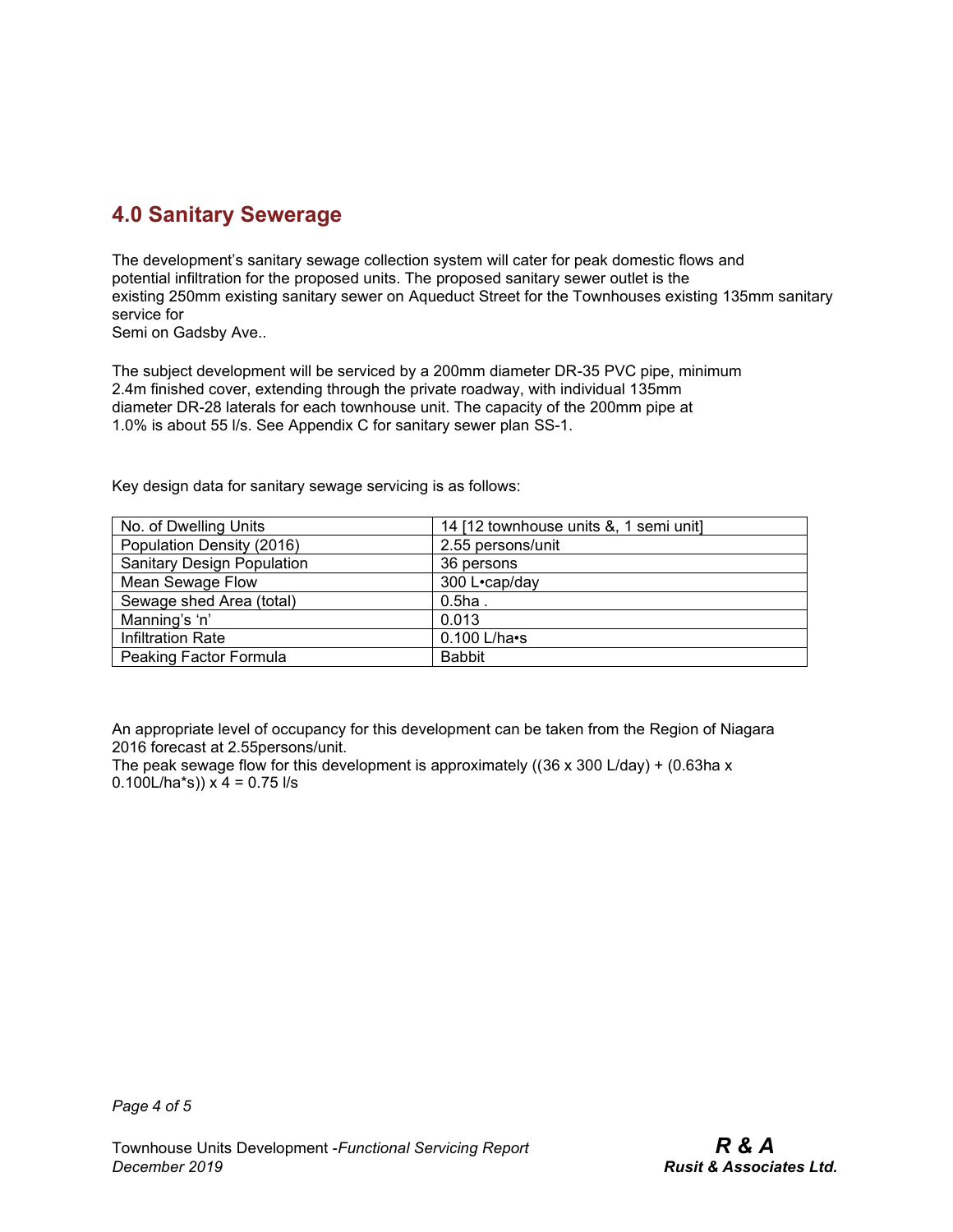## 4.0 Sanitary Sewerage

The development's sanitary sewage collection system will cater for peak domestic flows and potential infiltration for the proposed units. The proposed sanitary sewer outlet is the existing 250mm existing sanitary sewer on Aqueduct Street for the Townhouses existing 135mm sanitary service for
Semi on Gadsby Ave..

The subject development will be serviced by a 200mm diameter DR-35 PVC pipe, minimum 2.4m finished cover, extending through the private roadway, with individual 135mm diameter DR-28 laterals for each townhouse unit. The capacity of the 200mm pipe at 1.0% is about 55 l/s. See Appendix C for sanitary sewer plan SS-1.

Key design data for sanitary sewage servicing is as follows:

| | |
|---|---|
| No. of Dwelling Units | 14 [12 townhouse units &, 1 semi unit] |
| Population Density (2016) | 2.55 persons/unit |
| Sanitary Design Population | 36 persons |
| Mean Sewage Flow | 300 L•cap/day |
| Sewage shed Area (total) | 0.5ha . |
| Manning's 'n' | 0.013 |
| Infiltration Rate | 0.100 L/ha•s |
| Peaking Factor Formula | Babbit |

An appropriate level of occupancy for this development can be taken from the Region of Niagara 2016 forecast at 2.55persons/unit.
The peak sewage flow for this development is approximately ((36 x 300 L/day) + (0.63ha x 0.100L/ha*s)) x 4 = 0.75 l/s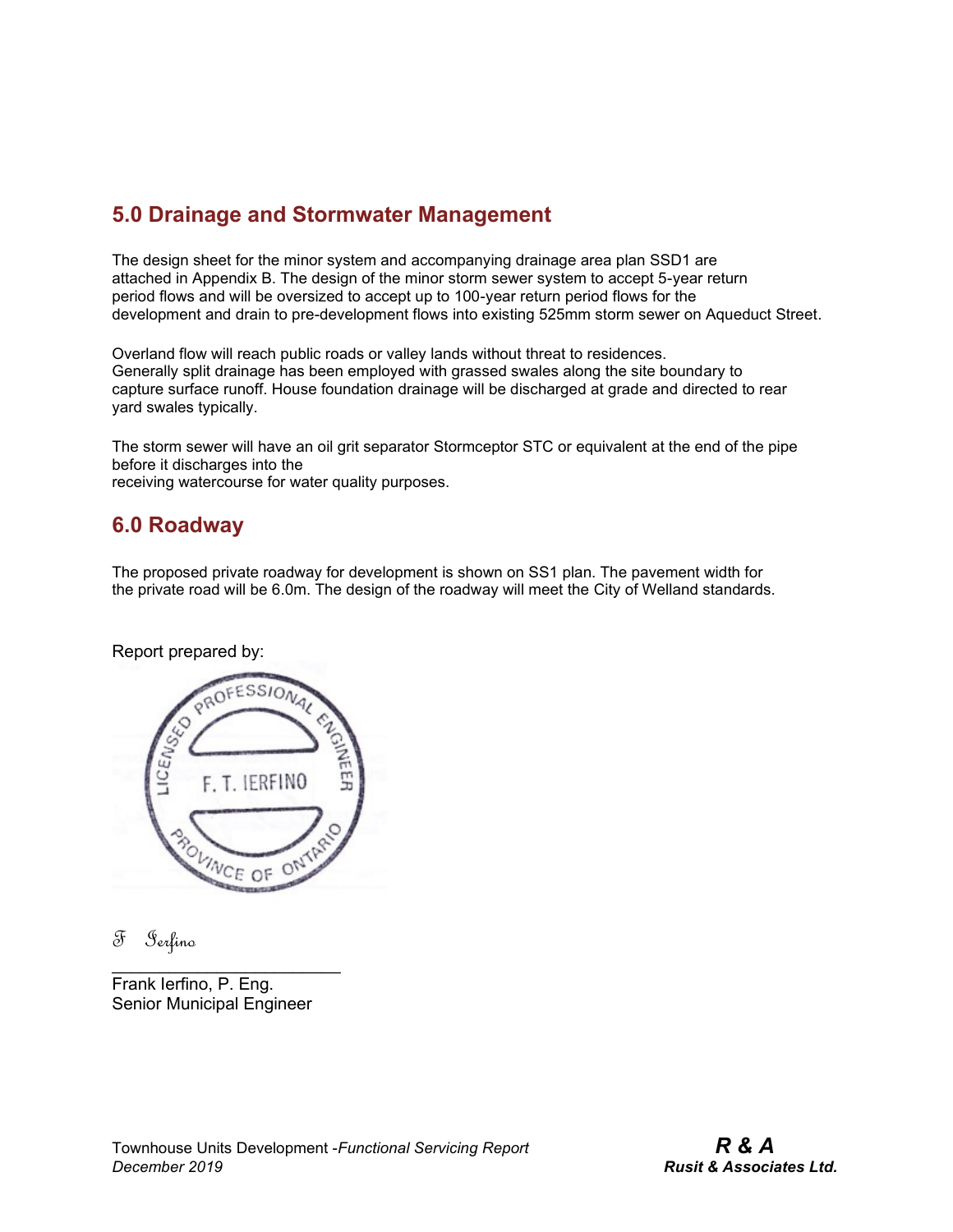## 5.0 Drainage and Stormwater Management

The design sheet for the minor system and accompanying drainage area plan SSD1 are attached in Appendix B. The design of the minor storm sewer system to accept 5-year return period flows and will be oversized to accept up to 100-year return period flows for the development and drain to pre-development flows into existing 525mm storm sewer on Aqueduct Street.

Overland flow will reach public roads or valley lands without threat to residences. Generally split drainage has been employed with grassed swales along the site boundary to capture surface runoff. House foundation drainage will be discharged at grade and directed to rear yard swales typically.

The storm sewer will have an oil grit separator Stormceptor STC or equivalent at the end of the pipe before it discharges into the receiving watercourse for water quality purposes.

## 6.0 Roadway

The proposed private roadway for development is shown on SS1 plan. The pavement width for the private road will be 6.0m. The design of the roadway will meet the City of Welland standards.

Report prepared by:

LICENSED PROFESSIONAL ENGINEER
F. T. IERFINO
PROVINCE OF ONTARIO

F Ierfino

Frank Ierfino, P. Eng.
Senior Municipal Engineer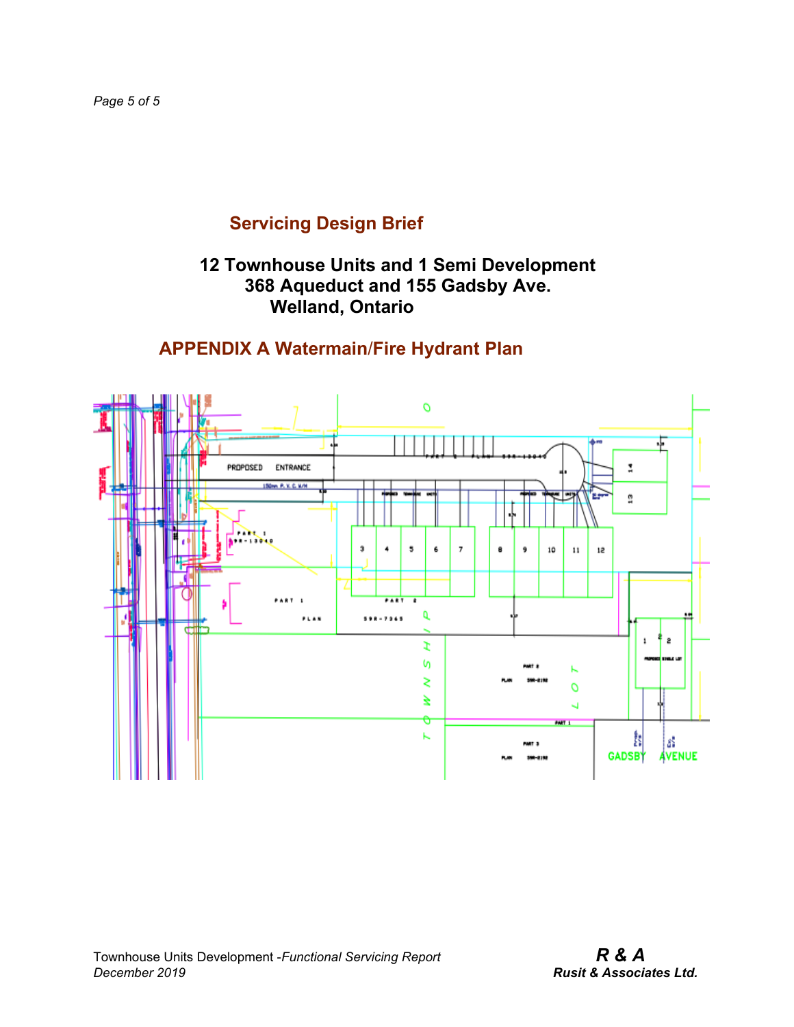## Servicing Design Brief

### 12 Townhouse Units and 1 Semi Development
### 368 Aqueduct and 155 Gadsby Ave.
### Welland, Ontario

## APPENDIX A Watermain/Fire Hydrant Plan

PROPOSED ENTRANCE

150mm P.V.C. W/M

PART 1 59R-13040

PART 1 PLAN 59R-7365

PART 2

TOWNSHIP LOT

GADSBY AVENUE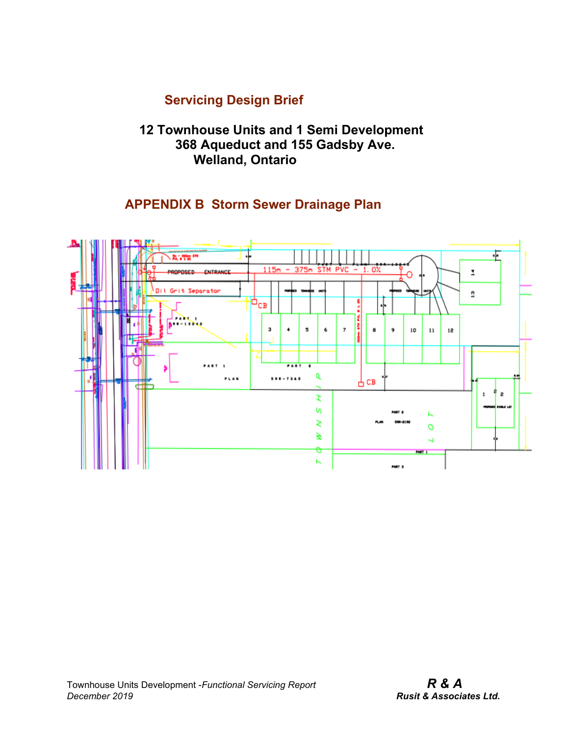## Servicing Design Brief

**12 Townhouse Units and 1 Semi Development**
**368 Aqueduct and 155 Gadsby Ave.**
**Welland, Ontario**

## APPENDIX B Storm Sewer Drainage Plan

PROPOSED ENTRANCE

115m - 375m STM PVC - 1.0%

Oil Grit Separator

CB

3 4 5 6 7 8 9 10 11 12

13 14

CB

PART 1

PLAN 59R-7365

PART 2

TOWNSHIP LOT

PART 2 PLAN 59R-2192

1 2

PROPOSED SINGLE LOT

PART 1

PART 3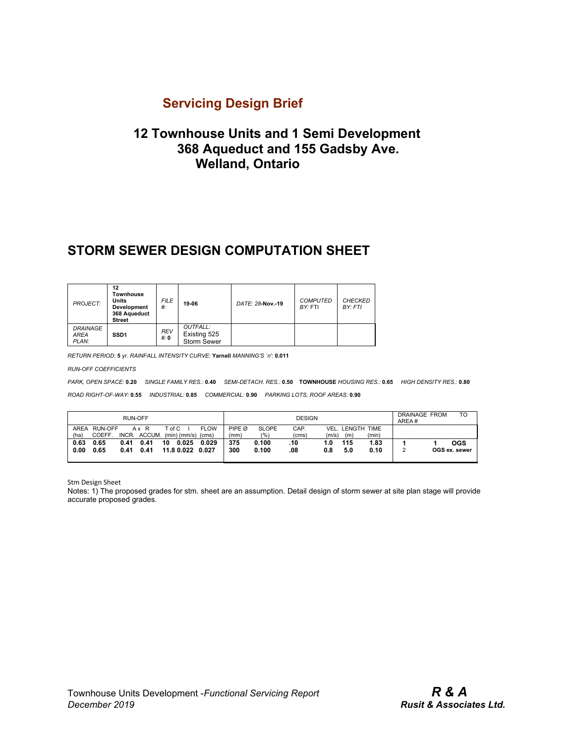## Servicing Design Brief

# 12 Townhouse Units and 1 Semi Development
# 368 Aqueduct and 155 Gadsby Ave.
# Welland, Ontario

## STORM SEWER DESIGN COMPUTATION SHEET

| *PROJECT:* | **12 Townhouse Units Development 368 Aqueduct Street** | *FILE #:* | **19-06** | *DATE: 28*-**Nov.-19** | *COMPUTED BY: FTI* | *CHECKED BY: FTI* |
|---|---|---|---|---|---|---|
| *DRAINAGE AREA PLAN:* | **SSD1** | *REV #:* **0** | *OUTFALL:* Existing 525 Storm Sewer | | | |

*RETURN PERIOD:* **5** yr. *RAINFALL INTENSITY CURVE:* **Yarnell** *MANNING'S `n':* **0.011**

*RUN-OFF COEFFICIENTS*

*PARK, OPEN SPACE:* **0.20** *SINGLE FAMILY RES.:* **0.40** *SEMI-DETACH. RES.:* **0.50** **TOWNHOUSE** *HOUSING RES.:* **0.65** *HIGH DENSITY RES.:* **0.80**

*ROAD RIGHT-OF-WAY:* **0.55** *INDUSTRIAL:* **0.85** *COMMERCIAL:* **0.90** *PARKING LOTS, ROOF AREAS:* **0.90**

| RUN-OFF | | | | | | | DESIGN | | | | | | DRAINAGE AREA # | FROM | TO |
|---|---|---|---|---|---|---|---|---|---|---|---|---|---|---|---|
| AREA (ha) | RUN-OFF COEFF. | A x R INCR. | A x R ACCUM. | T of C (min) | I (mm/s) | FLOW (cms) | PIPE Ø (mm) | SLOPE (%) | CAP. (cms) | VEL. (m/s) | LENGTH (m) | TIME (min) | | | |
| **0.63** | **0.65** | **0.41** | **0.41** | **10** | **0.025** | **0.029** | **375** | **0.100** | **.10** | **1.0** | **115** | **1.83** | **1** | **1** | **OGS** |
| **0.00** | **0.65** | **0.41** | **0.41** | **11.8** | **0.022** | **0.027** | **300** | **0.100** | **.08** | **0.8** | **5.0** | **0.10** | 2 | | **OGS ex. sewer** |

Stm Design Sheet

Notes: 1) The proposed grades for stm. sheet are an assumption. Detail design of storm sewer at site plan stage will provide accurate proposed grades.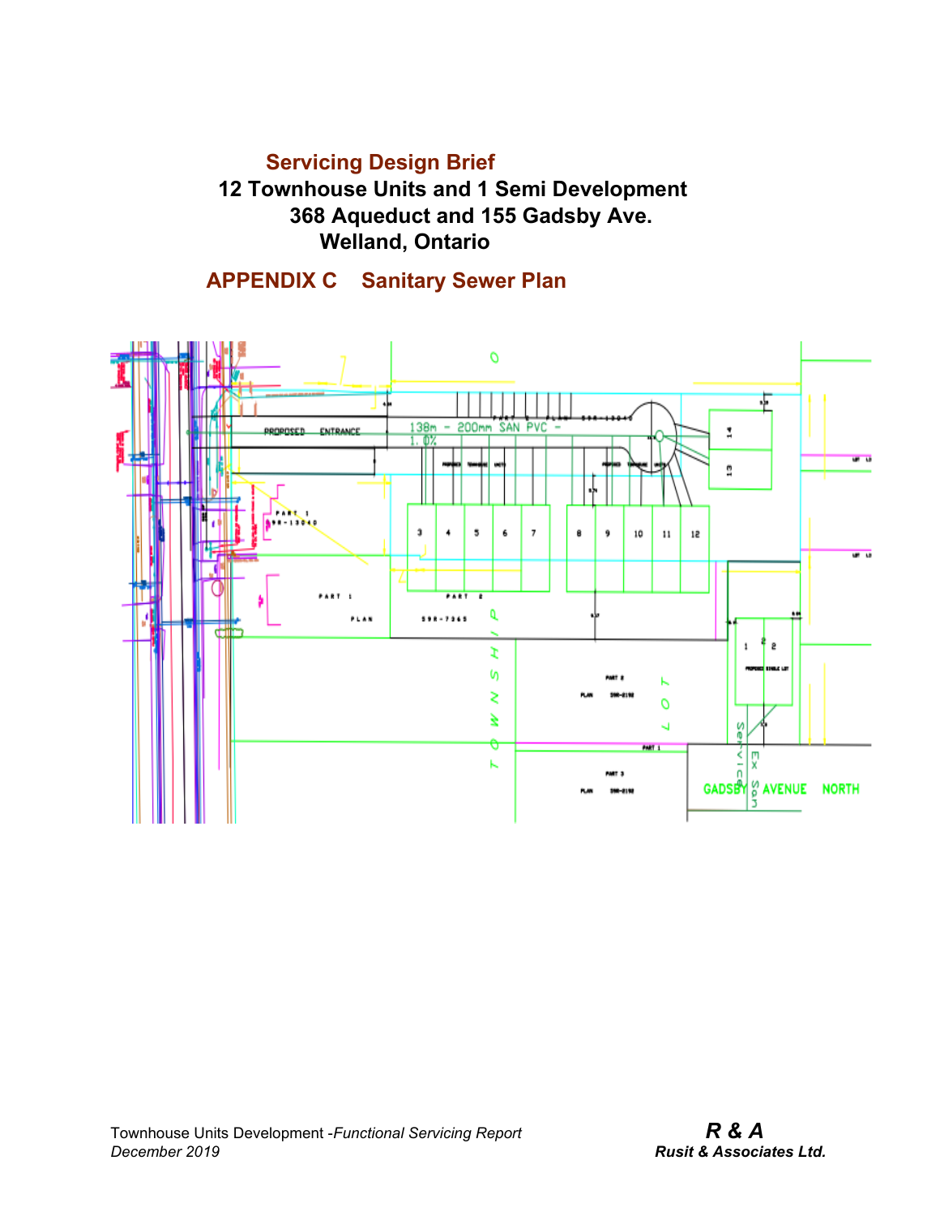# Servicing Design Brief

## 12 Townhouse Units and 1 Semi Development
## 368 Aqueduct and 155 Gadsby Ave.
## Welland, Ontario

## APPENDIX C Sanitary Sewer Plan

PROPOSED ENTRANCE

138m - 200mm SAN PVC - 1.0%

PART 1 59R-13040

PART 1 PLAN

PART 2 59R-7365

3 4 5 6 7 8 9 10 11 12 13 14

1 2

PROPOSED SINGLE LOT

TOWNSHIP LOT

PART 2 PLAN 59R-8192

PART 1

PART 3 PLAN 59R-8192

Service

Ex San

GADSBY AVENUE NORTH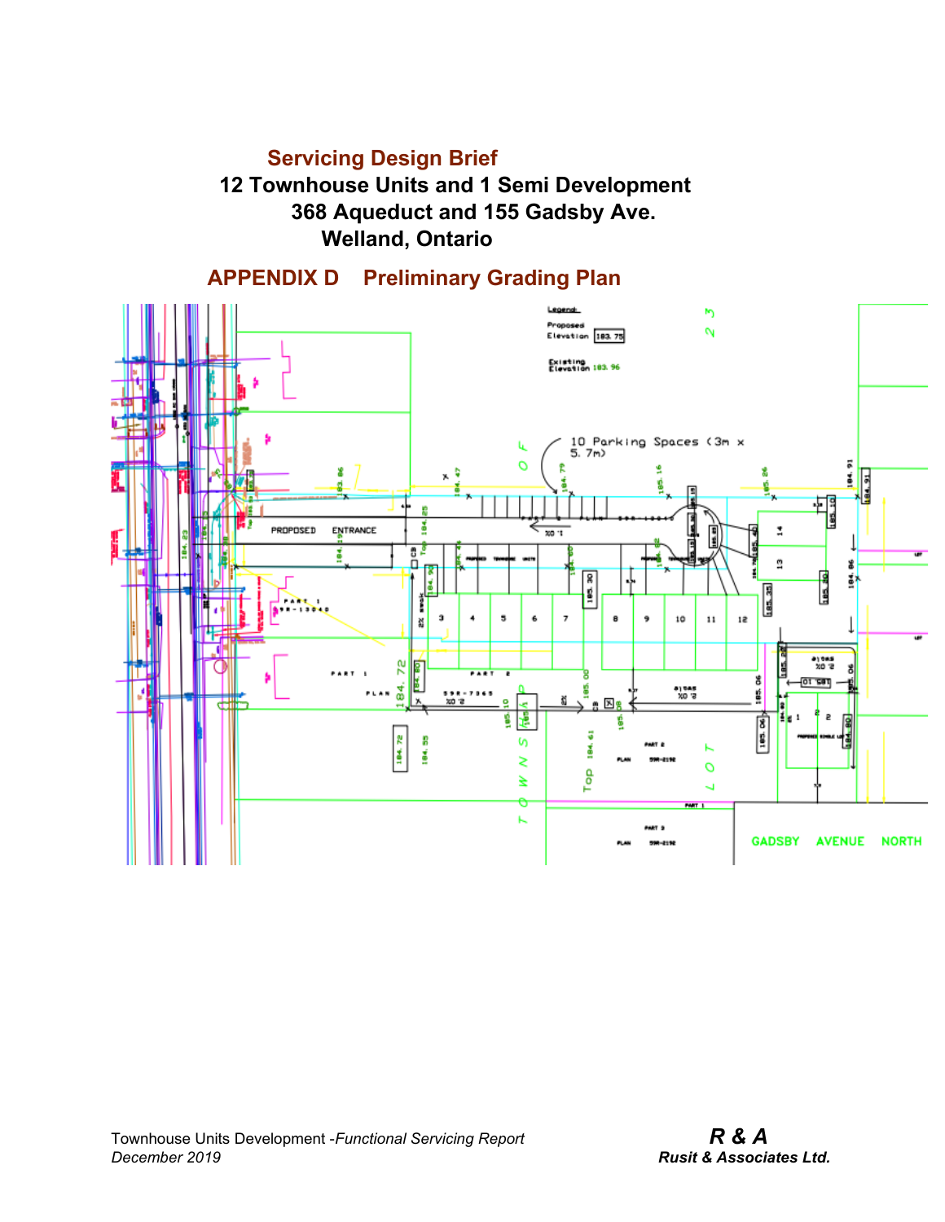## Servicing Design Brief

**12 Townhouse Units and 1 Semi Development**
**368 Aqueduct and 155 Gadsby Ave.**
**Welland, Ontario**

## APPENDIX D Preliminary Grading Plan

Legend:
Proposed Elevation 183.75
Existing Elevation 183.96

10 Parking Spaces (3m x 5.7m)

PROPOSED ENTRANCE

PROPOSED TOWNHOUSE UNITS

3 4 5 6 7 8 9 10 11 12 13 14

1 2

PART 1
PLAN 59R-13040

PART 2
PLAN 59R-7365

PART 2
PLAN 59R-2192

PART 3
PLAN 59R-2192

TOWNSHIP LOT 23

GADSBY AVENUE NORTH